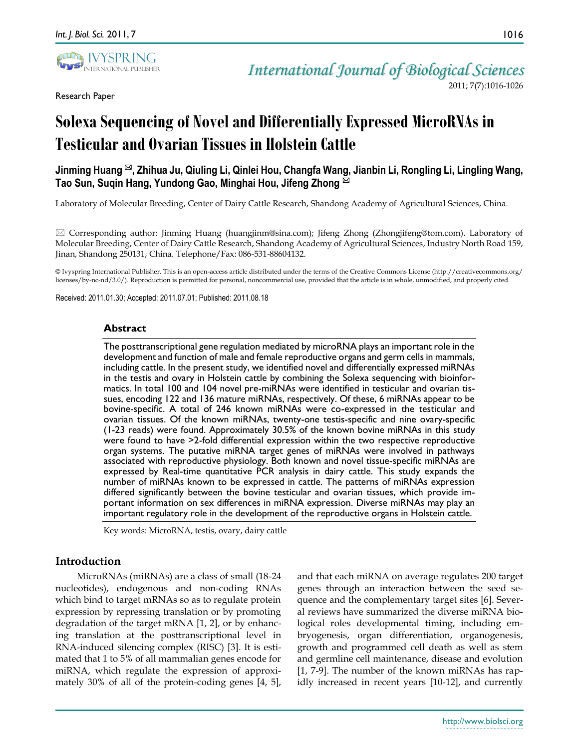Research Paper

# Solexa Sequencing of Novel and Differentially Expressed MicroRNAs in Testicular and Ovarian Tissues in Holstein Cattle

**Jinming Huang ✉, Zhihua Ju, Qiuling Li, Qinlei Hou, Changfa Wang, Jianbin Li, Rongling Li, Lingling Wang, Tao Sun, Suqin Hang, Yundong Gao, Minghai Hou, Jifeng Zhong ✉**

Laboratory of Molecular Breeding, Center of Dairy Cattle Research, Shandong Academy of Agricultural Sciences, China.

✉ Corresponding author: Jinming Huang (huangjinm@sina.com); Jifeng Zhong (Zhongjifeng@tom.com). Laboratory of Molecular Breeding, Center of Dairy Cattle Research, Shandong Academy of Agricultural Sciences, Industry North Road 159, Jinan, Shandong 250131, China. Telephone/Fax: 086-531-88604132.

© Ivyspring International Publisher. This is an open-access article distributed under the terms of the Creative Commons License (http://creativecommons.org/licenses/by-nc-nd/3.0/). Reproduction is permitted for personal, noncommercial use, provided that the article is in whole, unmodified, and properly cited.

Received: 2011.01.30; Accepted: 2011.07.01; Published: 2011.08.18

## Abstract

The posttranscriptional gene regulation mediated by microRNA plays an important role in the development and function of male and female reproductive organs and germ cells in mammals, including cattle. In the present study, we identified novel and differentially expressed miRNAs in the testis and ovary in Holstein cattle by combining the Solexa sequencing with bioinformatics. In total 100 and 104 novel pre-miRNAs were identified in testicular and ovarian tissues, encoding 122 and 136 mature miRNAs, respectively. Of these, 6 miRNAs appear to be bovine-specific. A total of 246 known miRNAs were co-expressed in the testicular and ovarian tissues. Of the known miRNAs, twenty-one testis-specific and nine ovary-specific (1-23 reads) were found. Approximately 30.5% of the known bovine miRNAs in this study were found to have >2-fold differential expression within the two respective reproductive organ systems. The putative miRNA target genes of miRNAs were involved in pathways associated with reproductive physiology. Both known and novel tissue-specific miRNAs are expressed by Real-time quantitative PCR analysis in dairy cattle. This study expands the number of miRNAs known to be expressed in cattle. The patterns of miRNAs expression differed significantly between the bovine testicular and ovarian tissues, which provide important information on sex differences in miRNA expression. Diverse miRNAs may play an important regulatory role in the development of the reproductive organs in Holstein cattle.

Key words: MicroRNA, testis, ovary, dairy cattle

## Introduction

MicroRNAs (miRNAs) are a class of small (18-24 nucleotides), endogenous and non-coding RNAs which bind to target mRNAs so as to regulate protein expression by repressing translation or by promoting degradation of the target mRNA [1, 2], or by enhancing translation at the posttranscriptional level in RNA-induced silencing complex (RISC) [3]. It is estimated that 1 to 5% of all mammalian genes encode for miRNA, which regulate the expression of approximately 30% of all of the protein-coding genes [4, 5], and that each miRNA on average regulates 200 target genes through an interaction between the seed sequence and the complementary target sites [6]. Several reviews have summarized the diverse miRNA biological roles developmental timing, including embryogenesis, organ differentiation, organogenesis, growth and programmed cell death as well as stem and germline cell maintenance, disease and evolution [1, 7-9]. The number of the known miRNAs has rapidly increased in recent years [10-12], and currently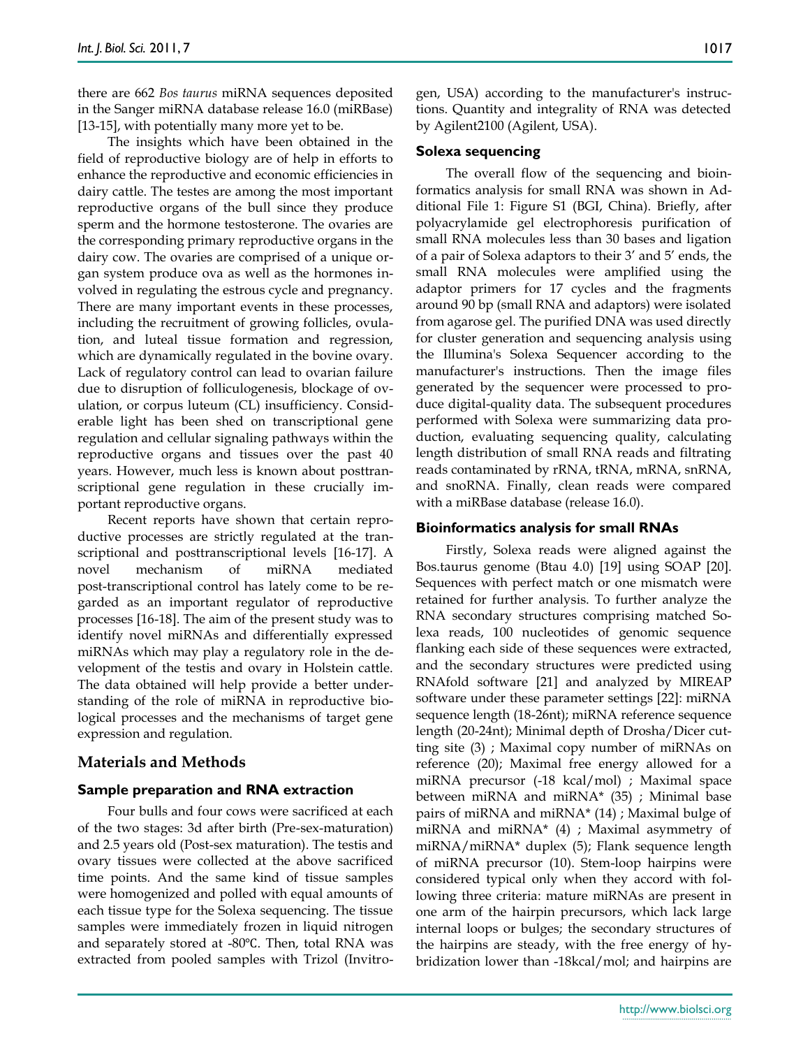there are 662 *Bos taurus* miRNA sequences deposited in the Sanger miRNA database release 16.0 (miRBase) [13-15], with potentially many more yet to be.

The insights which have been obtained in the field of reproductive biology are of help in efforts to enhance the reproductive and economic efficiencies in dairy cattle. The testes are among the most important reproductive organs of the bull since they produce sperm and the hormone testosterone. The ovaries are the corresponding primary reproductive organs in the dairy cow. The ovaries are comprised of a unique organ system produce ova as well as the hormones involved in regulating the estrous cycle and pregnancy. There are many important events in these processes, including the recruitment of growing follicles, ovulation, and luteal tissue formation and regression, which are dynamically regulated in the bovine ovary. Lack of regulatory control can lead to ovarian failure due to disruption of folliculogenesis, blockage of ovulation, or corpus luteum (CL) insufficiency. Considerable light has been shed on transcriptional gene regulation and cellular signaling pathways within the reproductive organs and tissues over the past 40 years. However, much less is known about posttranscriptional gene regulation in these crucially important reproductive organs.

Recent reports have shown that certain reproductive processes are strictly regulated at the transcriptional and posttranscriptional levels [16-17]. A novel mechanism of miRNA mediated post-transcriptional control has lately come to be regarded as an important regulator of reproductive processes [16-18]. The aim of the present study was to identify novel miRNAs and differentially expressed miRNAs which may play a regulatory role in the development of the testis and ovary in Holstein cattle. The data obtained will help provide a better understanding of the role of miRNA in reproductive biological processes and the mechanisms of target gene expression and regulation.

## Materials and Methods

### Sample preparation and RNA extraction

Four bulls and four cows were sacrificed at each of the two stages: 3d after birth (Pre-sex-maturation) and 2.5 years old (Post-sex maturation). The testis and ovary tissues were collected at the above sacrificed time points. And the same kind of tissue samples were homogenized and polled with equal amounts of each tissue type for the Solexa sequencing. The tissue samples were immediately frozen in liquid nitrogen and separately stored at -80℃. Then, total RNA was extracted from pooled samples with Trizol (Invitrogen, USA) according to the manufacturer's instructions. Quantity and integrality of RNA was detected by Agilent2100 (Agilent, USA).

### Solexa sequencing

The overall flow of the sequencing and bioinformatics analysis for small RNA was shown in Additional File 1: Figure S1 (BGI, China). Briefly, after polyacrylamide gel electrophoresis purification of small RNA molecules less than 30 bases and ligation of a pair of Solexa adaptors to their 3' and 5' ends, the small RNA molecules were amplified using the adaptor primers for 17 cycles and the fragments around 90 bp (small RNA and adaptors) were isolated from agarose gel. The purified DNA was used directly for cluster generation and sequencing analysis using the Illumina's Solexa Sequencer according to the manufacturer's instructions. Then the image files generated by the sequencer were processed to produce digital-quality data. The subsequent procedures performed with Solexa were summarizing data production, evaluating sequencing quality, calculating length distribution of small RNA reads and filtrating reads contaminated by rRNA, tRNA, mRNA, snRNA, and snoRNA. Finally, clean reads were compared with a miRBase database (release 16.0).

### Bioinformatics analysis for small RNAs

Firstly, Solexa reads were aligned against the Bos.taurus genome (Btau 4.0) [19] using SOAP [20]. Sequences with perfect match or one mismatch were retained for further analysis. To further analyze the RNA secondary structures comprising matched Solexa reads, 100 nucleotides of genomic sequence flanking each side of these sequences were extracted, and the secondary structures were predicted using RNAfold software [21] and analyzed by MIREAP software under these parameter settings [22]: miRNA sequence length (18-26nt); miRNA reference sequence length (20-24nt); Minimal depth of Drosha/Dicer cutting site (3) ; Maximal copy number of miRNAs on reference (20); Maximal free energy allowed for a miRNA precursor (-18 kcal/mol) ; Maximal space between miRNA and miRNA* (35) ; Minimal base pairs of miRNA and miRNA* (14) ; Maximal bulge of miRNA and miRNA* (4) ; Maximal asymmetry of miRNA/miRNA* duplex (5); Flank sequence length of miRNA precursor (10). Stem-loop hairpins were considered typical only when they accord with following three criteria: mature miRNAs are present in one arm of the hairpin precursors, which lack large internal loops or bulges; the secondary structures of the hairpins are steady, with the free energy of hybridization lower than -18kcal/mol; and hairpins are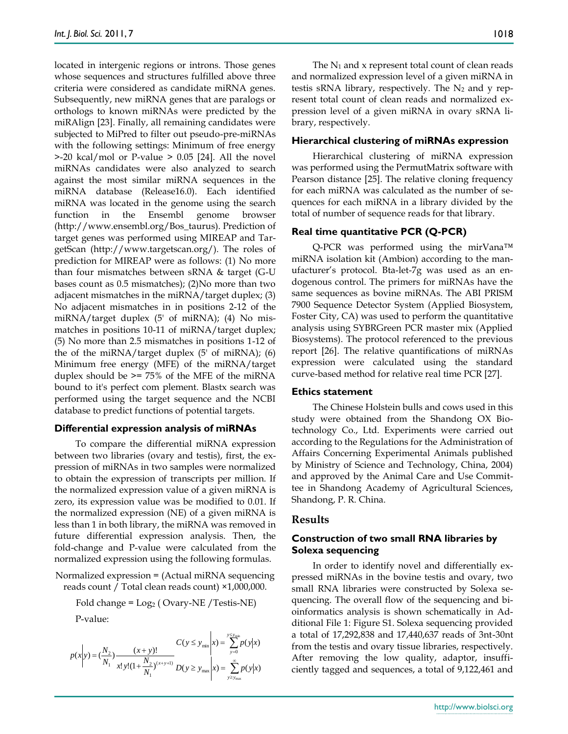located in intergenic regions or introns. Those genes whose sequences and structures fulfilled above three criteria were considered as candidate miRNA genes. Subsequently, new miRNA genes that are paralogs or orthologs to known miRNAs were predicted by the miRAlign [23]. Finally, all remaining candidates were subjected to MiPred to filter out pseudo-pre-miRNAs with the following settings: Minimum of free energy >-20 kcal/mol or P-value > 0.05 [24]. All the novel miRNAs candidates were also analyzed to search against the most similar miRNA sequences in the miRNA database (Release16.0). Each identified miRNA was located in the genome using the search function in the Ensembl genome browser (http://www.ensembl.org/Bos_taurus). Prediction of target genes was performed using MIREAP and TargetScan (http://www.targetscan.org/). The roles of prediction for MIREAP were as follows: (1) No more than four mismatches between sRNA & target (G-U bases count as 0.5 mismatches); (2)No more than two adjacent mismatches in the miRNA/target duplex; (3) No adjacent mismatches in in positions 2-12 of the miRNA/target duplex (5' of miRNA); (4) No mismatches in positions 10-11 of miRNA/target duplex; (5) No more than 2.5 mismatches in positions 1-12 of the of the miRNA/target duplex (5' of miRNA); (6) Minimum free energy (MFE) of the miRNA/target duplex should be >= 75% of the MFE of the miRNA bound to it's perfect com plement. Blastx search was performed using the target sequence and the NCBI database to predict functions of potential targets.

### Differential expression analysis of miRNAs

To compare the differential miRNA expression between two libraries (ovary and testis), first, the expression of miRNAs in two samples were normalized to obtain the expression of transcripts per million. If the normalized expression value of a given miRNA is zero, its expression value was be modified to 0.01. If the normalized expression (NE) of a given miRNA is less than 1 in both library, the miRNA was removed in future differential expression analysis. Then, the fold-change and P-value were calculated from the normalized expression using the following formulas.

Normalized expression = (Actual miRNA sequencing reads count / Total clean reads count) ×1,000,000.

Fold change = $\text{Log}_2$ ( Ovary-NE /Testis-NE)

P-value:

$$p(x|y) = \left(\frac{N_2}{N_1}\right)\frac{(x+y)!}{x!y!\left(1+\frac{N_2}{N_1}\right)^{(x+y+1)}} \quad C(y \le y_{\min}|x) = \sum_{y=0}^{y \le y_{\min}} p(y|x) \quad D(y \ge y_{\max}|x) = \sum_{y \ge y_{\max}}^{\infty} p(y|x)$$

The $N_1$ and x represent total count of clean reads and normalized expression level of a given miRNA in testis sRNA library, respectively. The $N_2$ and y represent total count of clean reads and normalized expression level of a given miRNA in ovary sRNA library, respectively.

### Hierarchical clustering of miRNAs expression

Hierarchical clustering of miRNA expression was performed using the PermutMatrix software with Pearson distance [25]. The relative cloning frequency for each miRNA was calculated as the number of sequences for each miRNA in a library divided by the total of number of sequence reads for that library.

### Real time quantitative PCR (Q-PCR)

Q-PCR was performed using the mirVana™ miRNA isolation kit (Ambion) according to the manufacturer's protocol. Bta-let-7g was used as an endogenous control. The primers for miRNAs have the same sequences as bovine miRNAs. The ABI PRISM 7900 Sequence Detector System (Applied Biosystem, Foster City, CA) was used to perform the quantitative analysis using SYBRGreen PCR master mix (Applied Biosystems). The protocol referenced to the previous report [26]. The relative quantifications of miRNAs expression were calculated using the standard curve-based method for relative real time PCR [27].

### Ethics statement

The Chinese Holstein bulls and cows used in this study were obtained from the Shandong OX Biotechnology Co., Ltd. Experiments were carried out according to the Regulations for the Administration of Affairs Concerning Experimental Animals published by Ministry of Science and Technology, China, 2004) and approved by the Animal Care and Use Committee in Shandong Academy of Agricultural Sciences, Shandong, P. R. China.

## Results

### Construction of two small RNA libraries by Solexa sequencing

In order to identify novel and differentially expressed miRNAs in the bovine testis and ovary, two small RNA libraries were constructed by Solexa sequencing. The overall flow of the sequencing and bioinformatics analysis is shown schematically in Additional File 1: Figure S1. Solexa sequencing provided a total of 17,292,838 and 17,440,637 reads of 3nt-30nt from the testis and ovary tissue libraries, respectively. After removing the low quality, adaptor, insufficiently tagged and sequences, a total of 9,122,461 and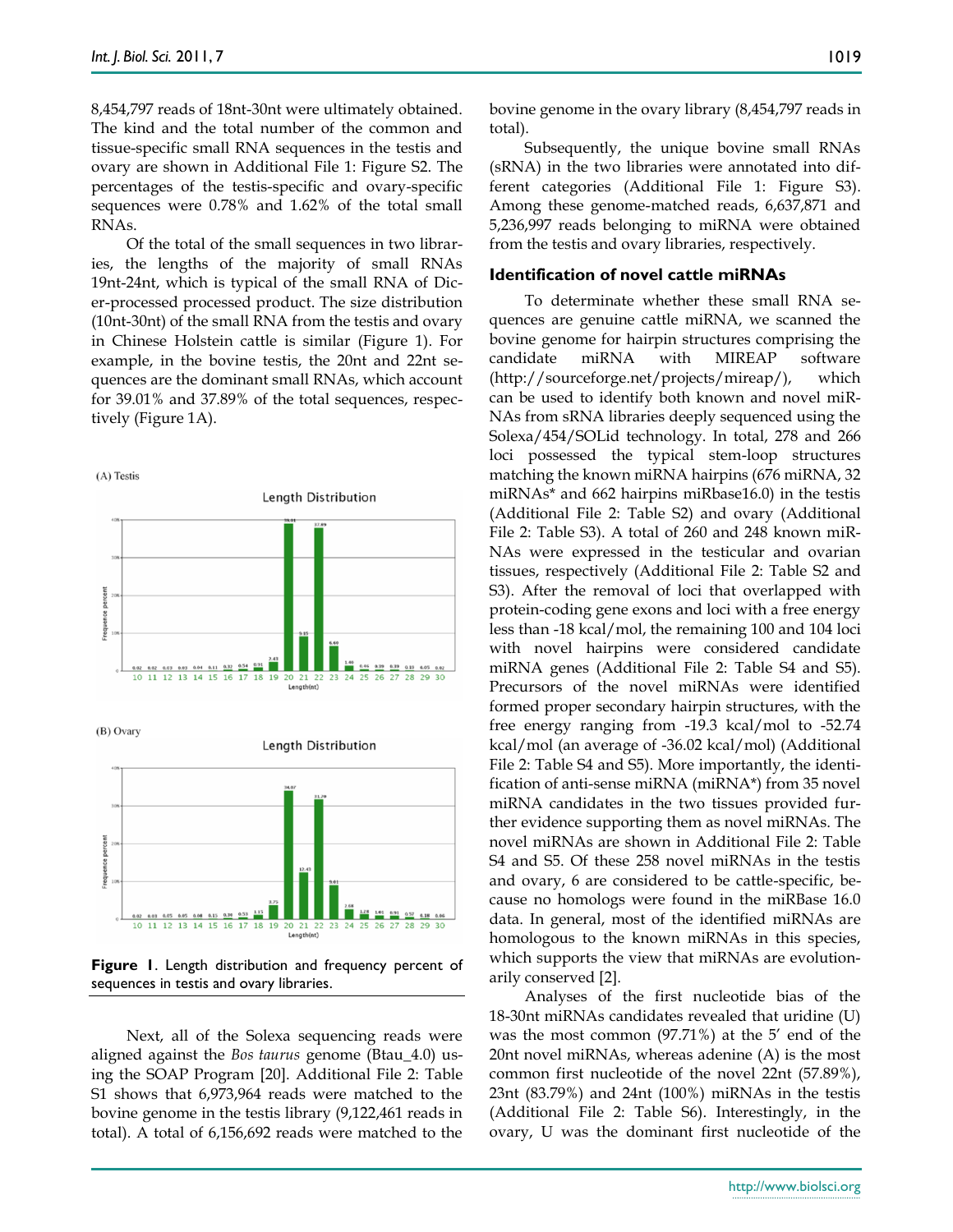8,454,797 reads of 18nt-30nt were ultimately obtained. The kind and the total number of the common and tissue-specific small RNA sequences in the testis and ovary are shown in Additional File 1: Figure S2. The percentages of the testis-specific and ovary-specific sequences were 0.78% and 1.62% of the total small RNAs.

Of the total of the small sequences in two libraries, the lengths of the majority of small RNAs 19nt-24nt, which is typical of the small RNA of Dicer-processed processed product. The size distribution (10nt-30nt) of the small RNA from the testis and ovary in Chinese Holstein cattle is similar (Figure 1). For example, in the bovine testis, the 20nt and 22nt sequences are the dominant small RNAs, which account for 39.01% and 37.89% of the total sequences, respectively (Figure 1A).

**Figure 1**. Length distribution and frequency percent of sequences in testis and ovary libraries.

Next, all of the Solexa sequencing reads were aligned against the *Bos taurus* genome (Btau_4.0) using the SOAP Program [20]. Additional File 2: Table S1 shows that 6,973,964 reads were matched to the bovine genome in the testis library (9,122,461 reads in total). A total of 6,156,692 reads were matched to the bovine genome in the ovary library (8,454,797 reads in total).

Subsequently, the unique bovine small RNAs (sRNA) in the two libraries were annotated into different categories (Additional File 1: Figure S3). Among these genome-matched reads, 6,637,871 and 5,236,997 reads belonging to miRNA were obtained from the testis and ovary libraries, respectively.

### Identification of novel cattle miRNAs

To determinate whether these small RNA sequences are genuine cattle miRNA, we scanned the bovine genome for hairpin structures comprising the candidate miRNA with MIREAP software (http://sourceforge.net/projects/mireap/), which can be used to identify both known and novel miRNAs from sRNA libraries deeply sequenced using the Solexa/454/SOLid technology. In total, 278 and 266 loci possessed the typical stem-loop structures matching the known miRNA hairpins (676 miRNA, 32 miRNAs* and 662 hairpins miRbase16.0) in the testis (Additional File 2: Table S2) and ovary (Additional File 2: Table S3). A total of 260 and 248 known miRNAs were expressed in the testicular and ovarian tissues, respectively (Additional File 2: Table S2 and S3). After the removal of loci that overlapped with protein-coding gene exons and loci with a free energy less than -18 kcal/mol, the remaining 100 and 104 loci with novel hairpins were considered candidate miRNA genes (Additional File 2: Table S4 and S5). Precursors of the novel miRNAs were identified formed proper secondary hairpin structures, with the free energy ranging from -19.3 kcal/mol to -52.74 kcal/mol (an average of -36.02 kcal/mol) (Additional File 2: Table S4 and S5). More importantly, the identification of anti-sense miRNA (miRNA*) from 35 novel miRNA candidates in the two tissues provided further evidence supporting them as novel miRNAs. The novel miRNAs are shown in Additional File 2: Table S4 and S5. Of these 258 novel miRNAs in the testis and ovary, 6 are considered to be cattle-specific, because no homologs were found in the miRBase 16.0 data. In general, most of the identified miRNAs are homologous to the known miRNAs in this species, which supports the view that miRNAs are evolutionarily conserved [2].

Analyses of the first nucleotide bias of the 18-30nt miRNAs candidates revealed that uridine (U) was the most common (97.71%) at the 5′ end of the 20nt novel miRNAs, whereas adenine (A) is the most common first nucleotide of the novel 22nt (57.89%), 23nt (83.79%) and 24nt (100%) miRNAs in the testis (Additional File 2: Table S6). Interestingly, in the ovary, U was the dominant first nucleotide of the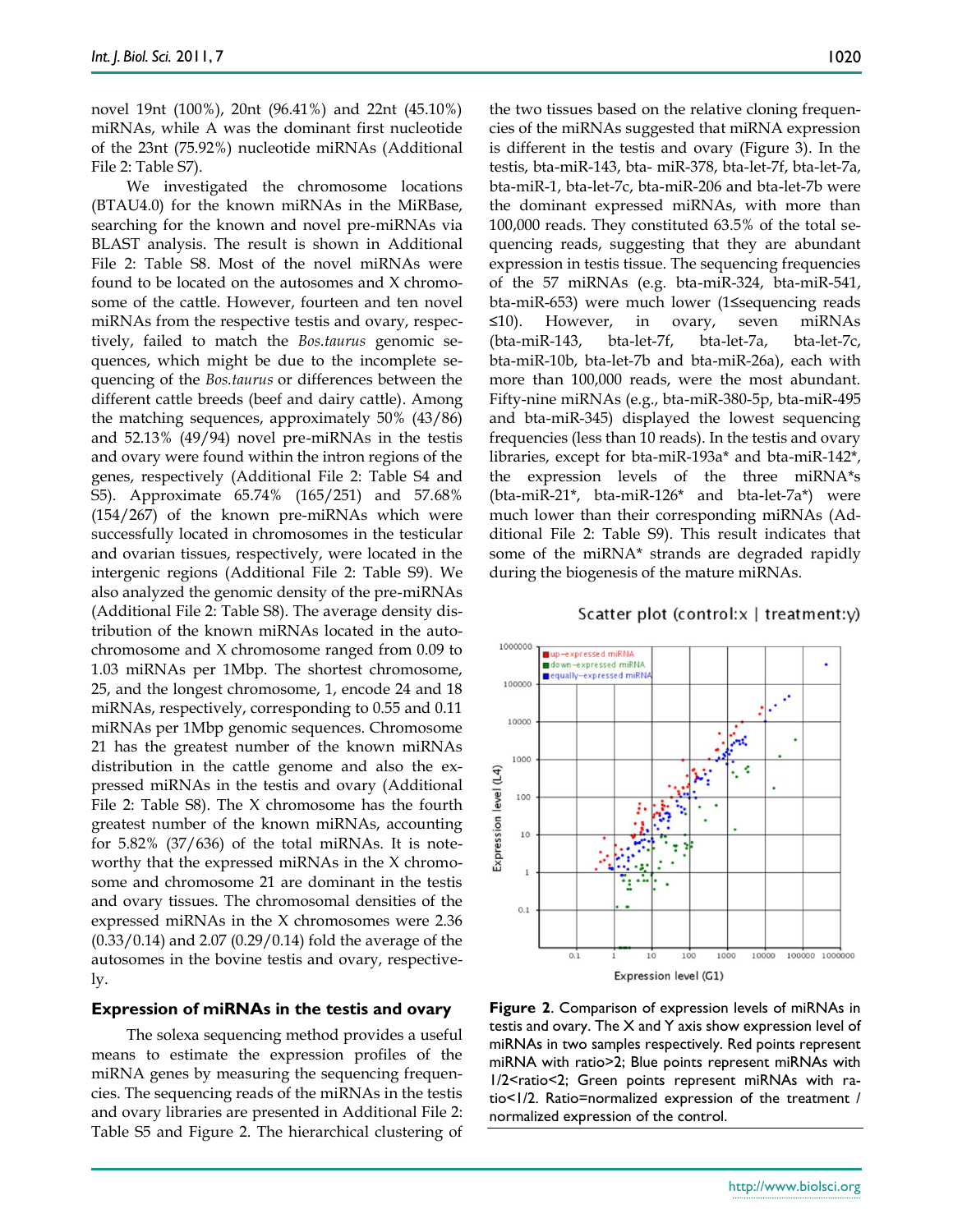novel 19nt (100%), 20nt (96.41%) and 22nt (45.10%) miRNAs, while A was the dominant first nucleotide of the 23nt (75.92%) nucleotide miRNAs (Additional File 2: Table S7).

We investigated the chromosome locations (BTAU4.0) for the known miRNAs in the MiRBase, searching for the known and novel pre-miRNAs via BLAST analysis. The result is shown in Additional File 2: Table S8. Most of the novel miRNAs were found to be located on the autosomes and X chromosome of the cattle. However, fourteen and ten novel miRNAs from the respective testis and ovary, respectively, failed to match the *Bos.taurus* genomic sequences, which might be due to the incomplete sequencing of the *Bos.taurus* or differences between the different cattle breeds (beef and dairy cattle). Among the matching sequences, approximately 50% (43/86) and 52.13% (49/94) novel pre-miRNAs in the testis and ovary were found within the intron regions of the genes, respectively (Additional File 2: Table S4 and S5). Approximate 65.74% (165/251) and 57.68% (154/267) of the known pre-miRNAs which were successfully located in chromosomes in the testicular and ovarian tissues, respectively, were located in the intergenic regions (Additional File 2: Table S9). We also analyzed the genomic density of the pre-miRNAs (Additional File 2: Table S8). The average density distribution of the known miRNAs located in the autochromosome and X chromosome ranged from 0.09 to 1.03 miRNAs per 1Mbp. The shortest chromosome, 25, and the longest chromosome, 1, encode 24 and 18 miRNAs, respectively, corresponding to 0.55 and 0.11 miRNAs per 1Mbp genomic sequences. Chromosome 21 has the greatest number of the known miRNAs distribution in the cattle genome and also the expressed miRNAs in the testis and ovary (Additional File 2: Table S8). The X chromosome has the fourth greatest number of the known miRNAs, accounting for 5.82% (37/636) of the total miRNAs. It is noteworthy that the expressed miRNAs in the X chromosome and chromosome 21 are dominant in the testis and ovary tissues. The chromosomal densities of the expressed miRNAs in the X chromosomes were 2.36 (0.33/0.14) and 2.07 (0.29/0.14) fold the average of the autosomes in the bovine testis and ovary, respectively.

## Expression of miRNAs in the testis and ovary

The solexa sequencing method provides a useful means to estimate the expression profiles of the miRNA genes by measuring the sequencing frequencies. The sequencing reads of the miRNAs in the testis and ovary libraries are presented in Additional File 2: Table S5 and Figure 2. The hierarchical clustering of the two tissues based on the relative cloning frequencies of the miRNAs suggested that miRNA expression is different in the testis and ovary (Figure 3). In the testis, bta-miR-143, bta- miR-378, bta-let-7f, bta-let-7a, bta-miR-1, bta-let-7c, bta-miR-206 and bta-let-7b were the dominant expressed miRNAs, with more than 100,000 reads. They constituted 63.5% of the total sequencing reads, suggesting that they are abundant expression in testis tissue. The sequencing frequencies of the 57 miRNAs (e.g. bta-miR-324, bta-miR-541, bta-miR-653) were much lower (1≤sequencing reads ≤10). However, in ovary, seven miRNAs (bta-miR-143, bta-let-7f, bta-let-7a, bta-let-7c, bta-miR-10b, bta-let-7b and bta-miR-26a), each with more than 100,000 reads, were the most abundant. Fifty-nine miRNAs (e.g., bta-miR-380-5p, bta-miR-495 and bta-miR-345) displayed the lowest sequencing frequencies (less than 10 reads). In the testis and ovary libraries, except for bta-miR-193a* and bta-miR-142*, the expression levels of the three miRNA*s (bta-miR-21*, bta-miR-126* and bta-let-7a*) were much lower than their corresponding miRNAs (Additional File 2: Table S9). This result indicates that some of the miRNA* strands are degraded rapidly during the biogenesis of the mature miRNAs.

**Figure 2**. Comparison of expression levels of miRNAs in testis and ovary. The X and Y axis show expression level of miRNAs in two samples respectively. Red points represent miRNA with ratio>2; Blue points represent miRNAs with 1/2<ratio<2; Green points represent miRNAs with ratio<1/2. Ratio=normalized expression of the treatment / normalized expression of the control.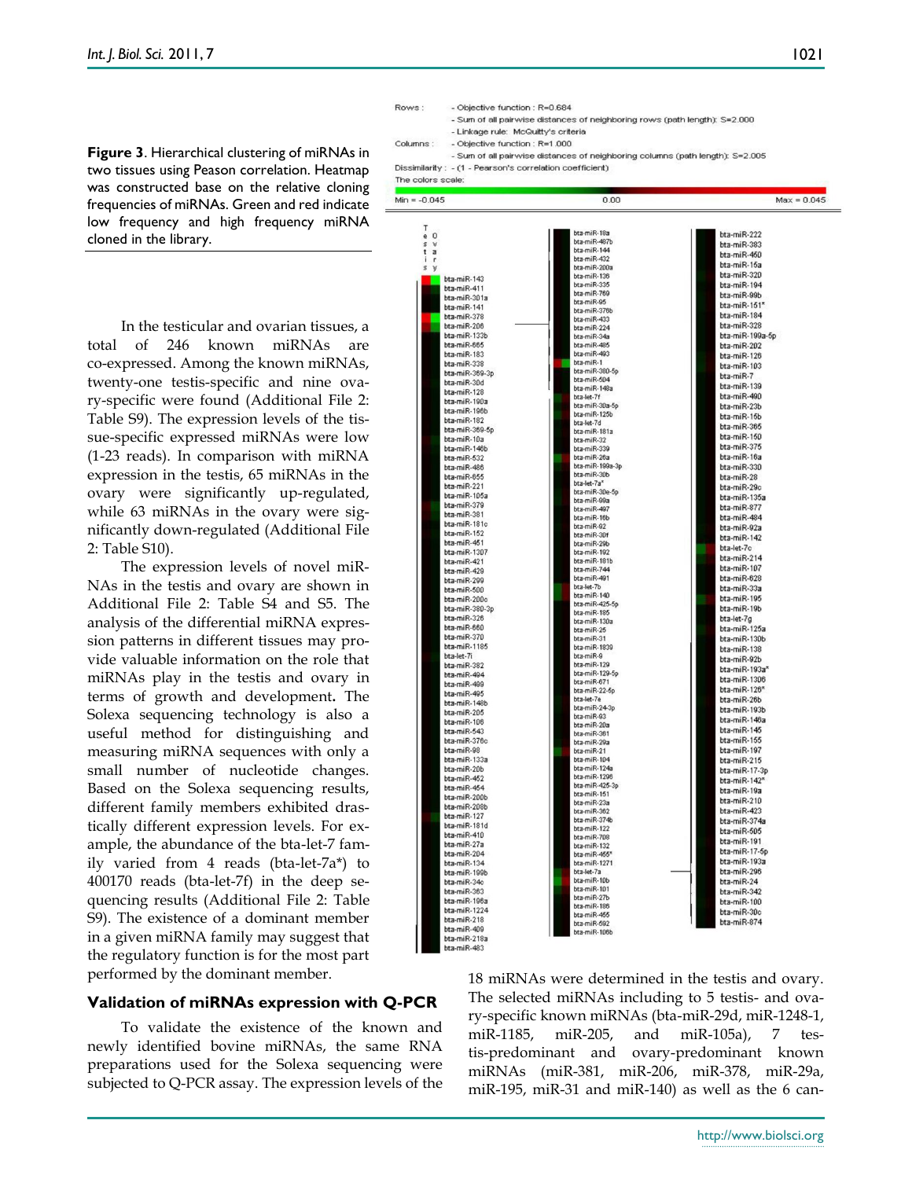**Figure 3**. Hierarchical clustering of miRNAs in two tissues using Peason correlation. Heatmap was constructed base on the relative cloning frequencies of miRNAs. Green and red indicate low frequency and high frequency miRNA cloned in the library.

In the testicular and ovarian tissues, a total of 246 known miRNAs are co-expressed. Among the known miRNAs, twenty-one testis-specific and nine ovary-specific were found (Additional File 2: Table S9). The expression levels of the tissue-specific expressed miRNAs were low (1-23 reads). In comparison with miRNA expression in the testis, 65 miRNAs in the ovary were significantly up-regulated, while 63 miRNAs in the ovary were significantly down-regulated (Additional File 2: Table S10).

The expression levels of novel miRNAs in the testis and ovary are shown in Additional File 2: Table S4 and S5. The analysis of the differential miRNA expression patterns in different tissues may provide valuable information on the role that miRNAs play in the testis and ovary in terms of growth and development**.** The Solexa sequencing technology is also a useful method for distinguishing and measuring miRNA sequences with only a small number of nucleotide changes. Based on the Solexa sequencing results, different family members exhibited drastically different expression levels. For example, the abundance of the bta-let-7 family varied from 4 reads (bta-let-7a*) to 400170 reads (bta-let-7f) in the deep sequencing results (Additional File 2: Table S9). The existence of a dominant member in a given miRNA family may suggest that the regulatory function is for the most part performed by the dominant member.

### Validation of miRNAs expression with Q-PCR

To validate the existence of the known and newly identified bovine miRNAs, the same RNA preparations used for the Solexa sequencing were subjected to Q-PCR assay. The expression levels of the 18 miRNAs were determined in the testis and ovary. The selected miRNAs including to 5 testis- and ovary-specific known miRNAs (bta-miR-29d, miR-1248-1, miR-1185, miR-205, and miR-105a), 7 testis-predominant and ovary-predominant known miRNAs (miR-381, miR-206, miR-378, miR-29a, miR-195, miR-31 and miR-140) as well as the 6 can-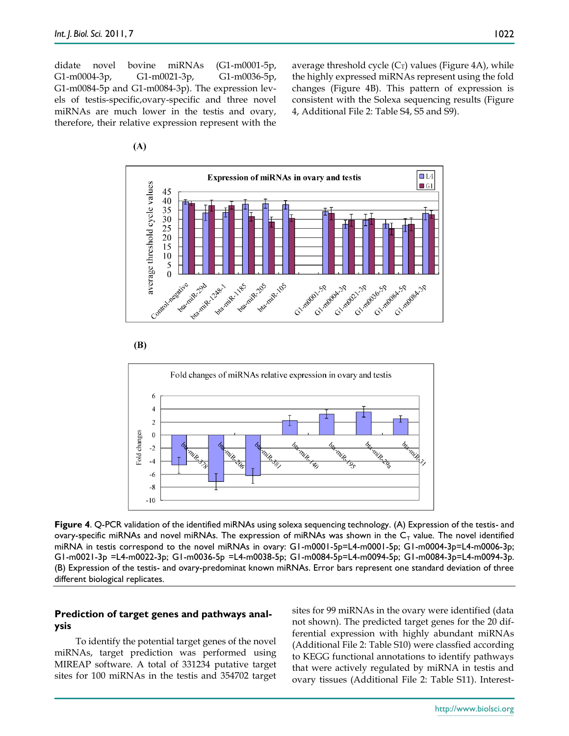didate novel bovine miRNAs (G1-m0001-5p, G1-m0004-3p, G1-m0021-3p, G1-m0036-5p, G1-m0084-5p and G1-m0084-3p). The expression levels of testis-specific,ovary-specific and three novel miRNAs are much lower in the testis and ovary, therefore, their relative expression represent with the average threshold cycle ($C_T$) values (Figure 4A), while the highly expressed miRNAs represent using the fold changes (Figure 4B). This pattern of expression is consistent with the Solexa sequencing results (Figure 4, Additional File 2: Table S4, S5 and S9).

**Figure 4**. Q-PCR validation of the identified miRNAs using solexa sequencing technology. (A) Expression of the testis- and ovary-specific miRNAs and novel miRNAs. The expression of miRNAs was shown in the $C_T$ value. The novel identified miRNA in testis correspond to the novel miRNAs in ovary: G1-m0001-5p=L4-m0001-5p; G1-m0004-3p=L4-m0006-3p; G1-m0021-3p =L4-m0022-3p; G1-m0036-5p =L4-m0038-5p; G1-m0084-5p=L4-m0094-5p; G1-m0084-3p=L4-m0094-3p. (B) Expression of the testis- and ovary-predominat known miRNAs. Error bars represent one standard deviation of three different biological replicates.

## Prediction of target genes and pathways analysis

To identify the potential target genes of the novel miRNAs, target prediction was performed using MIREAP software. A total of 331234 putative target sites for 100 miRNAs in the testis and 354702 target sites for 99 miRNAs in the ovary were identified (data not shown). The predicted target genes for the 20 differential expression with highly abundant miRNAs (Additional File 2: Table S10) were classfied according to KEGG functional annotations to identify pathways that were actively regulated by miRNA in testis and ovary tissues (Additional File 2: Table S11). Interest-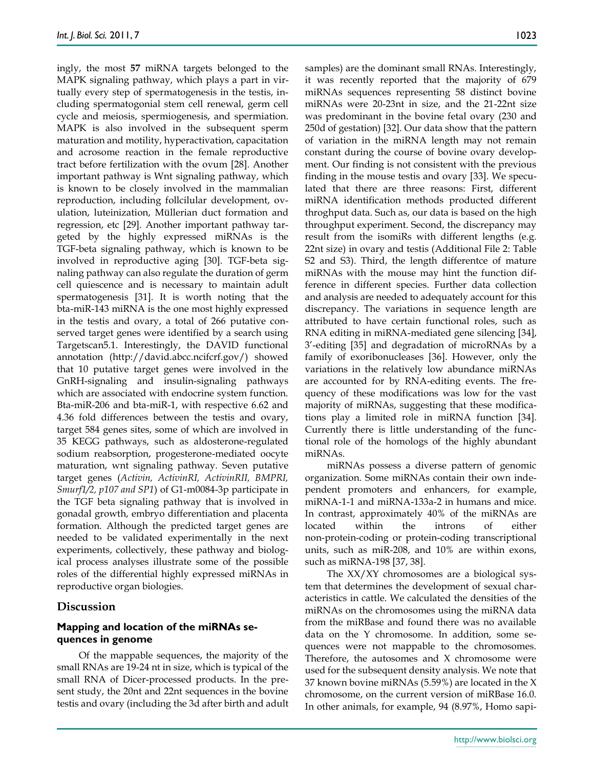ingly, the most **57** miRNA targets belonged to the MAPK signaling pathway, which plays a part in virtually every step of spermatogenesis in the testis, including spermatogonial stem cell renewal, germ cell cycle and meiosis, spermiogenesis, and spermiation. MAPK is also involved in the subsequent sperm maturation and motility, hyperactivation, capacitation and acrosome reaction in the female reproductive tract before fertilization with the ovum [28]. Another important pathway is Wnt signaling pathway, which is known to be closely involved in the mammalian reproduction, including follcilular development, ovulation, luteinization, Müllerian duct formation and regression, etc [29]. Another important pathway targeted by the highly expressed miRNAs is the TGF-beta signaling pathway, which is known to be involved in reproductive aging [30]. TGF-beta signaling pathway can also regulate the duration of germ cell quiescence and is necessary to maintain adult spermatogenesis [31]. It is worth noting that the bta-miR-143 miRNA is the one most highly expressed in the testis and ovary, a total of 266 putative conserved target genes were identified by a search using Targetscan5.1. Interestingly, the DAVID functional annotation (http://david.abcc.ncifcrf.gov/) showed that 10 putative target genes were involved in the GnRH-signaling and insulin-signaling pathways which are associated with endocrine system function. Bta-miR-206 and bta-miR-1, with respective 6.62 and 4.36 fold differences between the testis and ovary, target 584 genes sites, some of which are involved in 35 KEGG pathways, such as aldosterone-regulated sodium reabsorption, progesterone-mediated oocyte maturation, wnt signaling pathway. Seven putative target genes (*Activin, ActivinRI, ActivinRII, BMPRI, Smurf1/2, p107 and SP1*) of G1-m0084-3p participate in the TGF beta signaling pathway that is involved in gonadal growth, embryo differentiation and placenta formation. Although the predicted target genes are needed to be validated experimentally in the next experiments, collectively, these pathway and biological process analyses illustrate some of the possible roles of the differential highly expressed miRNAs in reproductive organ biologies.

## Discussion

### Mapping and location of the miRNAs sequences in genome

Of the mappable sequences, the majority of the small RNAs are 19-24 nt in size, which is typical of the small RNA of Dicer-processed products. In the present study, the 20nt and 22nt sequences in the bovine testis and ovary (including the 3d after birth and adult samples) are the dominant small RNAs. Interestingly, it was recently reported that the majority of 679 miRNAs sequences representing 58 distinct bovine miRNAs were 20-23nt in size, and the 21-22nt size was predominant in the bovine fetal ovary (230 and 250d of gestation) [32]. Our data show that the pattern of variation in the miRNA length may not remain constant during the course of bovine ovary development. Our finding is not consistent with the previous finding in the mouse testis and ovary [33]. We speculated that there are three reasons: First, different miRNA identification methods producted different throghput data. Such as, our data is based on the high throughput experiment. Second, the discrepancy may result from the isomiRs with different lengths (e.g. 22nt size) in ovary and testis (Additional File 2: Table S2 and S3). Third, the length differentce of mature miRNAs with the mouse may hint the function difference in different species. Further data collection and analysis are needed to adequately account for this discrepancy. The variations in sequence length are attributed to have certain functional roles, such as RNA editing in miRNA-mediated gene silencing [34], 3'-editing [35] and degradation of microRNAs by a family of exoribonucleases [36]. However, only the variations in the relatively low abundance miRNAs are accounted for by RNA-editing events. The frequency of these modifications was low for the vast majority of miRNAs, suggesting that these modifications play a limited role in miRNA function [34]. Currently there is little understanding of the functional role of the homologs of the highly abundant miRNAs.

miRNAs possess a diverse pattern of genomic organization. Some miRNAs contain their own independent promoters and enhancers, for example, miRNA-1-1 and miRNA-133a-2 in humans and mice. In contrast, approximately 40% of the miRNAs are located within the introns of either non-protein-coding or protein-coding transcriptional units, such as miR-208, and 10% are within exons, such as miRNA-198 [37, 38].

The XX/XY chromosomes are a biological system that determines the development of sexual characteristics in cattle. We calculated the densities of the miRNAs on the chromosomes using the miRNA data from the miRBase and found there was no available data on the Y chromosome. In addition, some sequences were not mappable to the chromosomes. Therefore, the autosomes and X chromosome were used for the subsequent density analysis. We note that 37 known bovine miRNAs (5.59%) are located in the X chromosome, on the current version of miRBase 16.0. In other animals, for example, 94 (8.97%, Homo sapi-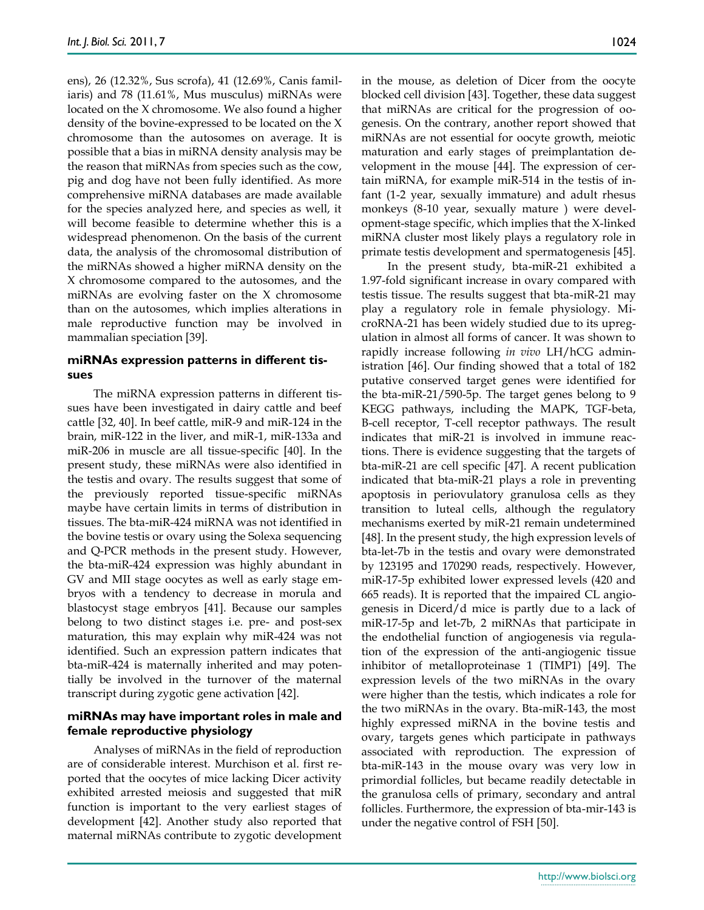ens), 26 (12.32%, Sus scrofa), 41 (12.69%, Canis familiaris) and 78 (11.61%, Mus musculus) miRNAs were located on the X chromosome. We also found a higher density of the bovine-expressed to be located on the X chromosome than the autosomes on average. It is possible that a bias in miRNA density analysis may be the reason that miRNAs from species such as the cow, pig and dog have not been fully identified. As more comprehensive miRNA databases are made available for the species analyzed here, and species as well, it will become feasible to determine whether this is a widespread phenomenon. On the basis of the current data, the analysis of the chromosomal distribution of the miRNAs showed a higher miRNA density on the X chromosome compared to the autosomes, and the miRNAs are evolving faster on the X chromosome than on the autosomes, which implies alterations in male reproductive function may be involved in mammalian speciation [39].

### miRNAs expression patterns in different tissues

The miRNA expression patterns in different tissues have been investigated in dairy cattle and beef cattle [32, 40]. In beef cattle, miR-9 and miR-124 in the brain, miR-122 in the liver, and miR-1, miR-133a and miR-206 in muscle are all tissue-specific [40]. In the present study, these miRNAs were also identified in the testis and ovary. The results suggest that some of the previously reported tissue-specific miRNAs maybe have certain limits in terms of distribution in tissues. The bta-miR-424 miRNA was not identified in the bovine testis or ovary using the Solexa sequencing and Q-PCR methods in the present study. However, the bta-miR-424 expression was highly abundant in GV and MII stage oocytes as well as early stage embryos with a tendency to decrease in morula and blastocyst stage embryos [41]. Because our samples belong to two distinct stages i.e. pre- and post-sex maturation, this may explain why miR-424 was not identified. Such an expression pattern indicates that bta-miR-424 is maternally inherited and may potentially be involved in the turnover of the maternal transcript during zygotic gene activation [42].

### miRNAs may have important roles in male and female reproductive physiology

Analyses of miRNAs in the field of reproduction are of considerable interest. Murchison et al. first reported that the oocytes of mice lacking Dicer activity exhibited arrested meiosis and suggested that miR function is important to the very earliest stages of development [42]. Another study also reported that maternal miRNAs contribute to zygotic development in the mouse, as deletion of Dicer from the oocyte blocked cell division [43]. Together, these data suggest that miRNAs are critical for the progression of oogenesis. On the contrary, another report showed that miRNAs are not essential for oocyte growth, meiotic maturation and early stages of preimplantation development in the mouse [44]. The expression of certain miRNA, for example miR-514 in the testis of infant (1-2 year, sexually immature) and adult rhesus monkeys (8-10 year, sexually mature ) were development-stage specific, which implies that the X-linked miRNA cluster most likely plays a regulatory role in primate testis development and spermatogenesis [45].

In the present study, bta-miR-21 exhibited a 1.97-fold significant increase in ovary compared with testis tissue. The results suggest that bta-miR-21 may play a regulatory role in female physiology. MicroRNA-21 has been widely studied due to its upregulation in almost all forms of cancer. It was shown to rapidly increase following *in vivo* LH/hCG administration [46]. Our finding showed that a total of 182 putative conserved target genes were identified for the bta-miR-21/590-5p. The target genes belong to 9 KEGG pathways, including the MAPK, TGF-beta, B-cell receptor, T-cell receptor pathways. The result indicates that miR-21 is involved in immune reactions. There is evidence suggesting that the targets of bta-miR-21 are cell specific [47]. A recent publication indicated that bta-miR-21 plays a role in preventing apoptosis in periovulatory granulosa cells as they transition to luteal cells, although the regulatory mechanisms exerted by miR-21 remain undetermined [48]. In the present study, the high expression levels of bta-let-7b in the testis and ovary were demonstrated by 123195 and 170290 reads, respectively. However, miR-17-5p exhibited lower expressed levels (420 and 665 reads). It is reported that the impaired CL angiogenesis in Dicerd/d mice is partly due to a lack of miR-17-5p and let-7b, 2 miRNAs that participate in the endothelial function of angiogenesis via regulation of the expression of the anti-angiogenic tissue inhibitor of metalloproteinase 1 (TIMP1) [49]. The expression levels of the two miRNAs in the ovary were higher than the testis, which indicates a role for the two miRNAs in the ovary. Bta-miR-143, the most highly expressed miRNA in the bovine testis and ovary, targets genes which participate in pathways associated with reproduction. The expression of bta-miR-143 in the mouse ovary was very low in primordial follicles, but became readily detectable in the granulosa cells of primary, secondary and antral follicles. Furthermore, the expression of bta-mir-143 is under the negative control of FSH [50].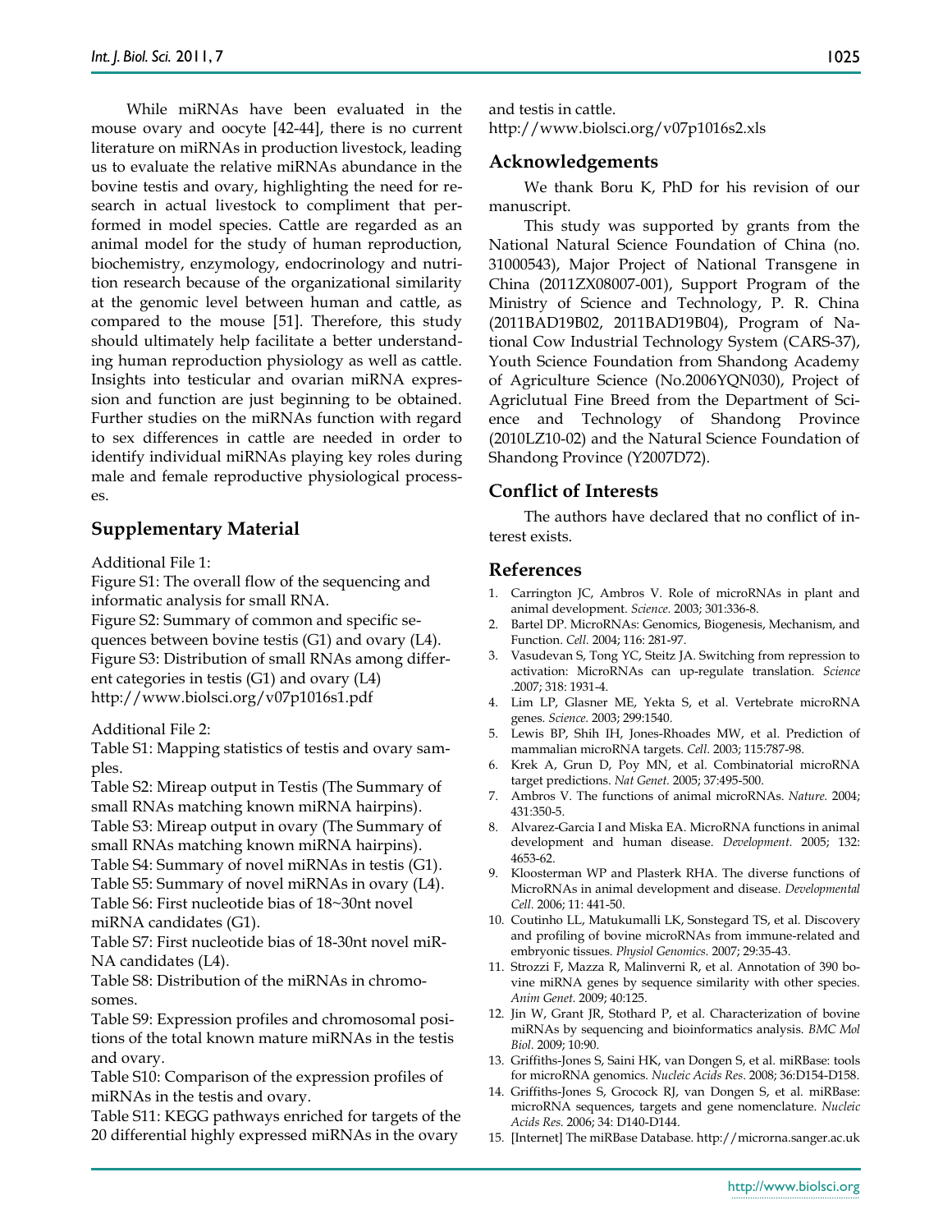While miRNAs have been evaluated in the mouse ovary and oocyte [42-44], there is no current literature on miRNAs in production livestock, leading us to evaluate the relative miRNAs abundance in the bovine testis and ovary, highlighting the need for research in actual livestock to compliment that performed in model species. Cattle are regarded as an animal model for the study of human reproduction, biochemistry, enzymology, endocrinology and nutrition research because of the organizational similarity at the genomic level between human and cattle, as compared to the mouse [51]. Therefore, this study should ultimately help facilitate a better understanding human reproduction physiology as well as cattle. Insights into testicular and ovarian miRNA expression and function are just beginning to be obtained. Further studies on the miRNAs function with regard to sex differences in cattle are needed in order to identify individual miRNAs playing key roles during male and female reproductive physiological processes.

## Supplementary Material

Additional File 1:

Figure S1: The overall flow of the sequencing and informatic analysis for small RNA.
Figure S2: Summary of common and specific sequences between bovine testis (G1) and ovary (L4).
Figure S3: Distribution of small RNAs among different categories in testis (G1) and ovary (L4)
http://www.biolsci.org/v07p1016s1.pdf

Additional File 2:

Table S1: Mapping statistics of testis and ovary samples.
Table S2: Mireap output in Testis (The Summary of small RNAs matching known miRNA hairpins).
Table S3: Mireap output in ovary (The Summary of small RNAs matching known miRNA hairpins).
Table S4: Summary of novel miRNAs in testis (G1).
Table S5: Summary of novel miRNAs in ovary (L4).
Table S6: First nucleotide bias of 18~30nt novel miRNA candidates (G1).
Table S7: First nucleotide bias of 18-30nt novel miRNA candidates (L4).
Table S8: Distribution of the miRNAs in chromosomes.
Table S9: Expression profiles and chromosomal positions of the total known mature miRNAs in the testis and ovary.
Table S10: Comparison of the expression profiles of miRNAs in the testis and ovary.
Table S11: KEGG pathways enriched for targets of the 20 differential highly expressed miRNAs in the ovary and testis in cattle.
http://www.biolsci.org/v07p1016s2.xls

## Acknowledgements

We thank Boru K, PhD for his revision of our manuscript.

This study was supported by grants from the National Natural Science Foundation of China (no. 31000543), Major Project of National Transgene in China (2011ZX08007-001), Support Program of the Ministry of Science and Technology, P. R. China (2011BAD19B02, 2011BAD19B04), Program of National Cow Industrial Technology System (CARS-37), Youth Science Foundation from Shandong Academy of Agriculture Science (No.2006YQN030), Project of Agriclutual Fine Breed from the Department of Science and Technology of Shandong Province (2010LZ10-02) and the Natural Science Foundation of Shandong Province (Y2007D72).

## Conflict of Interests

The authors have declared that no conflict of interest exists.

## References

1. Carrington JC, Ambros V. Role of microRNAs in plant and animal development. *Science.* 2003; 301:336-8.
2. Bartel DP. MicroRNAs: Genomics, Biogenesis, Mechanism, and Function. *Cell.* 2004; 116: 281-97.
3. Vasudevan S, Tong YC, Steitz JA. Switching from repression to activation: MicroRNAs can up-regulate translation. *Science* .2007; 318: 1931-4.
4. Lim LP, Glasner ME, Yekta S, et al. Vertebrate microRNA genes. *Science.* 2003; 299:1540.
5. Lewis BP, Shih IH, Jones-Rhoades MW, et al. Prediction of mammalian microRNA targets. *Cell.* 2003; 115:787-98.
6. Krek A, Grun D, Poy MN, et al. Combinatorial microRNA target predictions. *Nat Genet.* 2005; 37:495-500.
7. Ambros V. The functions of animal microRNAs. *Nature.* 2004; 431:350-5.
8. Alvarez-Garcia I and Miska EA. MicroRNA functions in animal development and human disease. *Development.* 2005; 132: 4653-62.
9. Kloosterman WP and Plasterk RHA. The diverse functions of MicroRNAs in animal development and disease. *Developmental Cell.* 2006; 11: 441-50.
10. Coutinho LL, Matukumalli LK, Sonstegard TS, et al. Discovery and profiling of bovine microRNAs from immune-related and embryonic tissues. *Physiol Genomics.* 2007; 29:35-43.
11. Strozzi F, Mazza R, Malinverni R, et al. Annotation of 390 bovine miRNA genes by sequence similarity with other species. *Anim Genet.* 2009; 40:125.
12. Jin W, Grant JR, Stothard P, et al. Characterization of bovine miRNAs by sequencing and bioinformatics analysis. *BMC Mol Biol.* 2009; 10:90.
13. Griffiths-Jones S, Saini HK, van Dongen S, et al. miRBase: tools for microRNA genomics. *Nucleic Acids Res*. 2008; 36:D154-D158.
14. Griffiths-Jones S, Grocock RJ, van Dongen S, et al. miRBase: microRNA sequences, targets and gene nomenclature. *Nucleic Acids Res.* 2006; 34: D140-D144.
15. [Internet] The miRBase Database. http://microrna.sanger.ac.uk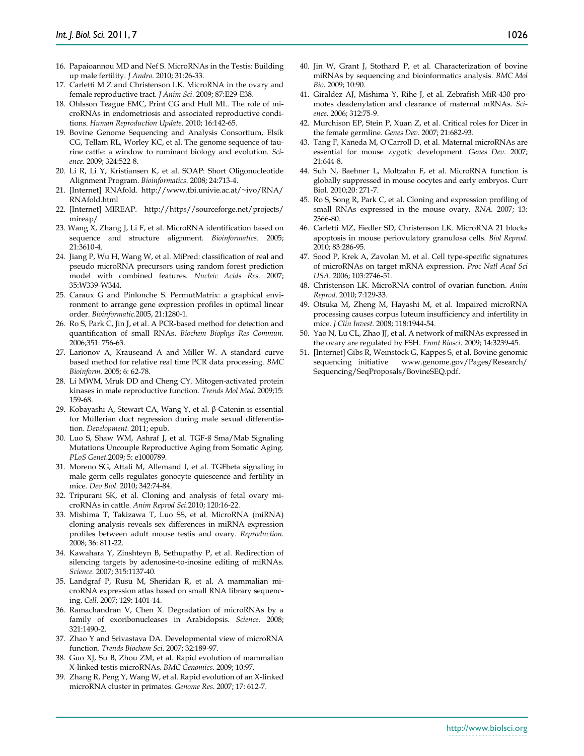16. Papaioannou MD and Nef S. MicroRNAs in the Testis: Building up male fertility. *J Andro.* 2010; 31:26-33.
17. Carletti M Z and Christenson LK. MicroRNA in the ovary and female reproductive tract. *J Anim Sci.* 2009; 87:E29-E38.
18. Ohlsson Teague EMC, Print CG and Hull ML. The role of microRNAs in endometriosis and associated reproductive conditions. *Human Reproduction Update*. 2010; 16:142-65.
19. Bovine Genome Sequencing and Analysis Consortium, Elsik CG, Tellam RL, Worley KC, et al. The genome sequence of taurine cattle: a window to ruminant biology and evolution. *Science.* 2009; 324:522-8.
20. Li R, Li Y, Kristiansen K, et al. SOAP: Short Oligonucleotide Alignment Program. *Bioinformatics.* 2008; 24:713-4.
21. [Internet] RNAfold. http://www.tbi.univie.ac.at/~ivo/RNA/RNAfold.html
22. [Internet] MIREAP. http://https//sourceforge.net/projects/mireap/
23. Wang X, Zhang J, Li F, et al. MicroRNA identification based on sequence and structure alignment. *Bioinformatics*. 2005; 21:3610-4.
24. Jiang P, Wu H, Wang W, et al. MiPred: classification of real and pseudo microRNA precursors using random forest prediction model with combined features. *Nucleic Acids Res*. 2007; 35:W339-W344.
25. Caraux G and Pinlonche S. PermutMatrix: a graphical environment to arrange gene expression profiles in optimal linear order. *Bioinformatic.*2005, 21:1280-1.
26. Ro S, Park C, Jin J, et al. A PCR-based method for detection and quantification of small RNAs. *Biochem Biophys Res Commun*. 2006;351: 756-63.
27. Larionov A, Krauseand A and Miller W. A standard curve based method for relative real time PCR data processing. *BMC Bioinform.* 2005; 6: 62-78.
28. Li MWM, Mruk DD and Cheng CY. Mitogen-activated protein kinases in male reproductive function. *Trends Mol Med.* 2009;15: 159-68.
29. Kobayashi A, Stewart CA, Wang Y, et al. β-Catenin is essential for Müllerian duct regression during male sexual differentiation. *Development.* 2011; epub.
30. Luo S, Shaw WM, Ashraf J, et al. TGF-ß Sma/Mab Signaling Mutations Uncouple Reproductive Aging from Somatic Aging. *PLoS Genet.*2009; 5: e1000789.
31. Moreno SG, Attali M, Allemand I, et al. TGFbeta signaling in male germ cells regulates gonocyte quiescence and fertility in mice. *Dev Biol.* 2010; 342:74-84.
32. Tripurani SK, et al. Cloning and analysis of fetal ovary microRNAs in cattle. *Anim Reprod Sci.*2010; 120:16-22.
33. Mishima T, Takizawa T, Luo SS, et al. MicroRNA (miRNA) cloning analysis reveals sex differences in miRNA expression profiles between adult mouse testis and ovary. *Reproduction.* 2008; 36: 811-22.
34. Kawahara Y, Zinshteyn B, Sethupathy P, et al. Redirection of silencing targets by adenosine-to-inosine editing of miRNAs. *Science.* 2007; 315:1137-40.
35. Landgraf P, Rusu M, Sheridan R, et al. A mammalian microRNA expression atlas based on small RNA library sequencing. *Cell.* 2007; 129: 1401-14.
36. Ramachandran V, Chen X. Degradation of microRNAs by a family of exoribonucleases in Arabidopsis. *Science.* 2008; 321:1490-2.
37. Zhao Y and Srivastava DA. Developmental view of microRNA function. *Trends Biochem Sci.* 2007; 32:189-97.
38. Guo XJ, Su B, Zhou ZM, et al. Rapid evolution of mammalian X-linked testis microRNAs. *BMC Genomics*. 2009; 10:97.
39. Zhang R, Peng Y, Wang W, et al. Rapid evolution of an X-linked microRNA cluster in primates. *Genome Res*. 2007; 17: 612-7.
40. Jin W, Grant J, Stothard P, et al. Characterization of bovine miRNAs by sequencing and bioinformatics analysis. *BMC Mol Bio.* 2009; 10:90.
41. Giraldez AJ, Mishima Y, Rihe J, et al. Zebrafish MiR-430 promotes deadenylation and clearance of maternal mRNAs. *Science.* 2006; 312:75-9.
42. Murchison EP, Stein P, Xuan Z, et al. Critical roles for Dicer in the female germline. *Genes Dev*. 2007; 21:682-93.
43. Tang F, Kaneda M, O'Carroll D, et al. Maternal microRNAs are essential for mouse zygotic development. *Genes Dev.* 2007; 21:644-8.
44. Suh N, Baehner L, Moltzahn F, et al. MicroRNA function is globally suppressed in mouse oocytes and early embryos. Curr Biol. 2010;20: 271-7.
45. Ro S, Song R, Park C, et al. Cloning and expression profiling of small RNAs expressed in the mouse ovary. *RNA.* 2007; 13: 2366-80.
46. Carletti MZ, Fiedler SD, Christenson LK. MicroRNA 21 blocks apoptosis in mouse periovulatory granulosa cells. *Biol Reprod*. 2010; 83:286-95.
47. Sood P, Krek A, Zavolan M, et al. Cell type-specific signatures of microRNAs on target mRNA expression. *Proc Natl Acad Sci USA.* 2006; 103:2746-51.
48. Christenson LK. MicroRNA control of ovarian function. *Anim Reprod*. 2010; 7:129-33.
49. Otsuka M, Zheng M, Hayashi M, et al. Impaired microRNA processing causes corpus luteum insufficiency and infertility in mice. *J Clin Invest.* 2008; 118:1944-54.
50. Yao N, Lu CL, Zhao JJ, et al. A network of miRNAs expressed in the ovary are regulated by FSH. *Front Biosci.* 2009; 14:3239-45.
51. [Internet] Gibs R, Weinstock G, Kappes S, et al. Bovine genomic sequencing initiative www.genome.gov/Pages/Research/Sequencing/SeqProposals/BovineSEQ.pdf.